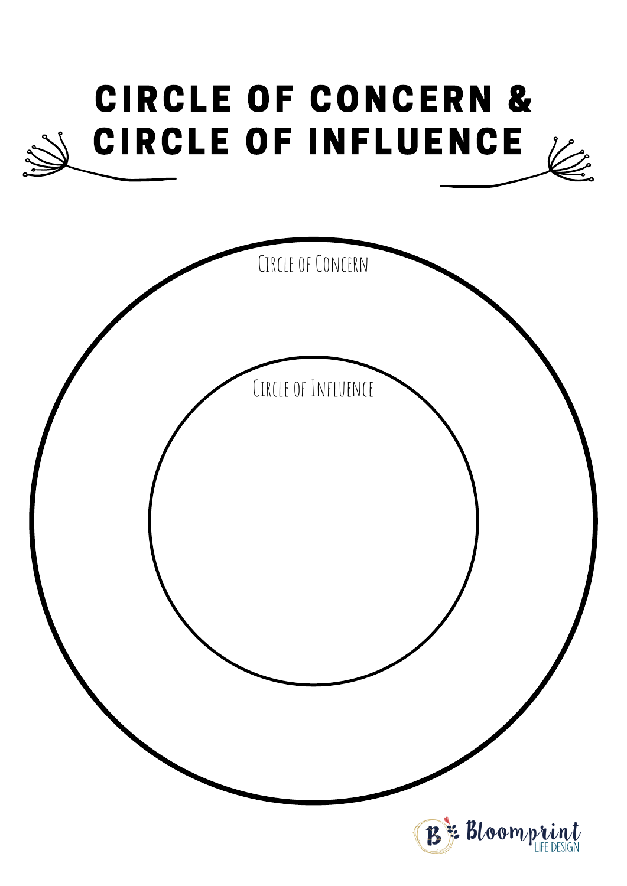# CIRCLE OF CONCERN & CIRCLE OF INFLUENCE

Circle of Concern

Circle of Influence

Bloomprint LIFE DESIGN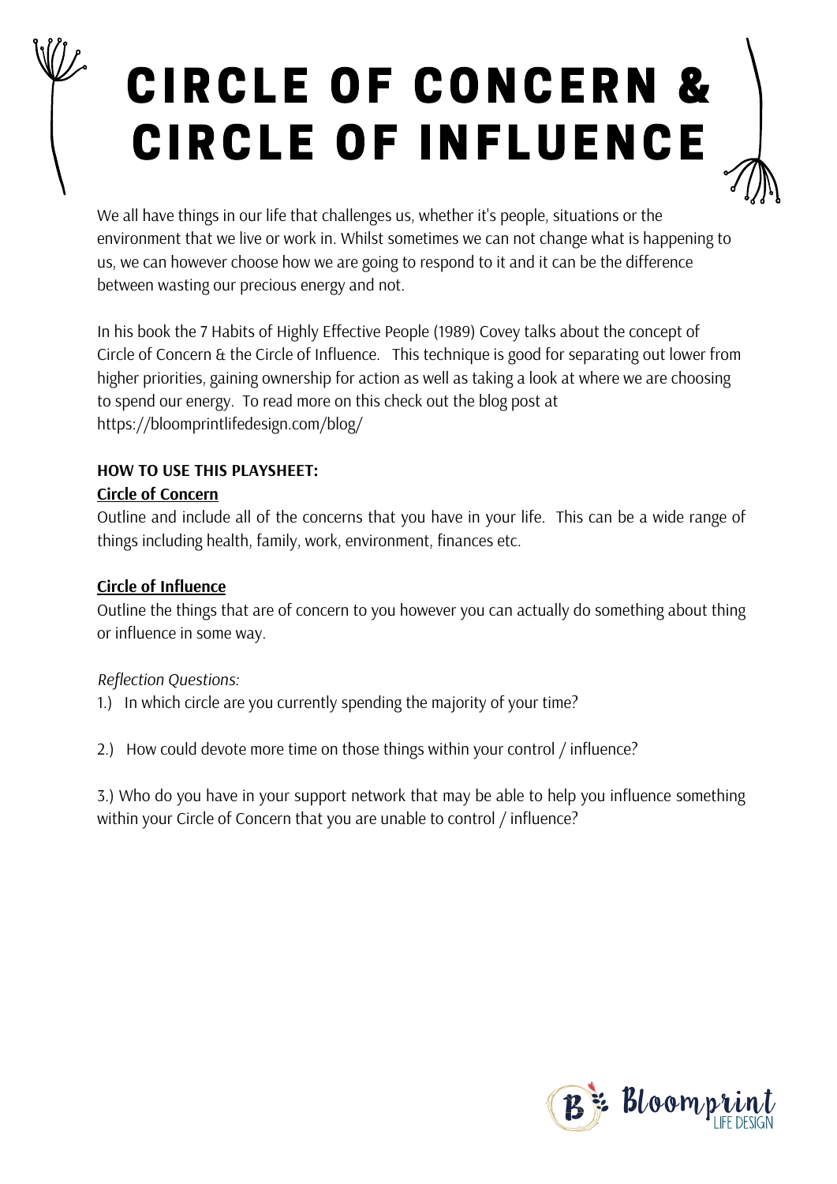# CIRCLE OF CONCERN & CIRCLE OF INFLUENCE

We all have things in our life that challenges us, whether it's people, situations or the environment that we live or work in. Whilst sometimes we can not change what is happening to us, we can however choose how we are going to respond to it and it can be the difference between wasting our precious energy and not.

In his book the 7 Habits of Highly Effective People (1989) Covey talks about the concept of Circle of Concern & the Circle of Influence. This technique is good for separating out lower from higher priorities, gaining ownership for action as well as taking a look at where we are choosing to spend our energy. To read more on this check out the blog post at https://bloomprintlifedesign.com/blog/

**HOW TO USE THIS PLAYSHEET:**

**Circle of Concern**

Outline and include all of the concerns that you have in your life. This can be a wide range of things including health, family, work, environment, finances etc.

**Circle of Influence**

Outline the things that are of concern to you however you can actually do something about thing or influence in some way.

*Reflection Questions:*

1.) In which circle are you currently spending the majority of your time?

2.) How could devote more time on those things within your control / influence?

3.) Who do you have in your support network that may be able to help you influence something within your Circle of Concern that you are unable to control / influence?

Bloomprint LIFE DESIGN